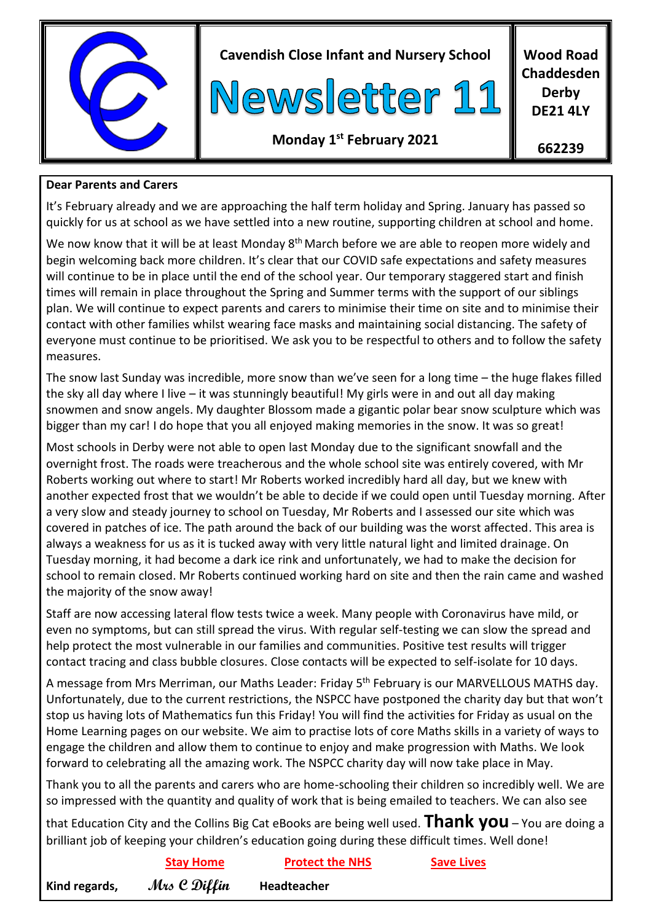**Cavendish Close Infant and Nursery School**

# Newsletter 11

**Monday 1st February 2021**

**Wood Road**
**Chaddesden**
**Derby**
**DE21 4LY**

**662239**

**Dear Parents and Carers**

It's February already and we are approaching the half term holiday and Spring. January has passed so quickly for us at school as we have settled into a new routine, supporting children at school and home.

We now know that it will be at least Monday 8th March before we are able to reopen more widely and begin welcoming back more children. It's clear that our COVID safe expectations and safety measures will continue to be in place until the end of the school year. Our temporary staggered start and finish times will remain in place throughout the Spring and Summer terms with the support of our siblings plan. We will continue to expect parents and carers to minimise their time on site and to minimise their contact with other families whilst wearing face masks and maintaining social distancing. The safety of everyone must continue to be prioritised. We ask you to be respectful to others and to follow the safety measures.

The snow last Sunday was incredible, more snow than we've seen for a long time – the huge flakes filled the sky all day where I live – it was stunningly beautiful! My girls were in and out all day making snowmen and snow angels. My daughter Blossom made a gigantic polar bear snow sculpture which was bigger than my car! I do hope that you all enjoyed making memories in the snow. It was so great!

Most schools in Derby were not able to open last Monday due to the significant snowfall and the overnight frost. The roads were treacherous and the whole school site was entirely covered, with Mr Roberts working out where to start! Mr Roberts worked incredibly hard all day, but we knew with another expected frost that we wouldn't be able to decide if we could open until Tuesday morning. After a very slow and steady journey to school on Tuesday, Mr Roberts and I assessed our site which was covered in patches of ice. The path around the back of our building was the worst affected. This area is always a weakness for us as it is tucked away with very little natural light and limited drainage. On Tuesday morning, it had become a dark ice rink and unfortunately, we had to make the decision for school to remain closed. Mr Roberts continued working hard on site and then the rain came and washed the majority of the snow away!

Staff are now accessing lateral flow tests twice a week. Many people with Coronavirus have mild, or even no symptoms, but can still spread the virus. With regular self-testing we can slow the spread and help protect the most vulnerable in our families and communities. Positive test results will trigger contact tracing and class bubble closures. Close contacts will be expected to self-isolate for 10 days.

A message from Mrs Merriman, our Maths Leader: Friday 5th February is our MARVELLOUS MATHS day. Unfortunately, due to the current restrictions, the NSPCC have postponed the charity day but that won't stop us having lots of Mathematics fun this Friday! You will find the activities for Friday as usual on the Home Learning pages on our website. We aim to practise lots of core Maths skills in a variety of ways to engage the children and allow them to continue to enjoy and make progression with Maths. We look forward to celebrating all the amazing work. The NSPCC charity day will now take place in May.

Thank you to all the parents and carers who are home-schooling their children so incredibly well. We are so impressed with the quantity and quality of work that is being emailed to teachers. We can also see that Education City and the Collins Big Cat eBooks are being well used. **Thank you** – You are doing a brilliant job of keeping your children's education going during these difficult times. Well done!

**Stay Home** **Protect the NHS** **Save Lives**

**Kind regards,** *Mrs C Diffin* **Headteacher**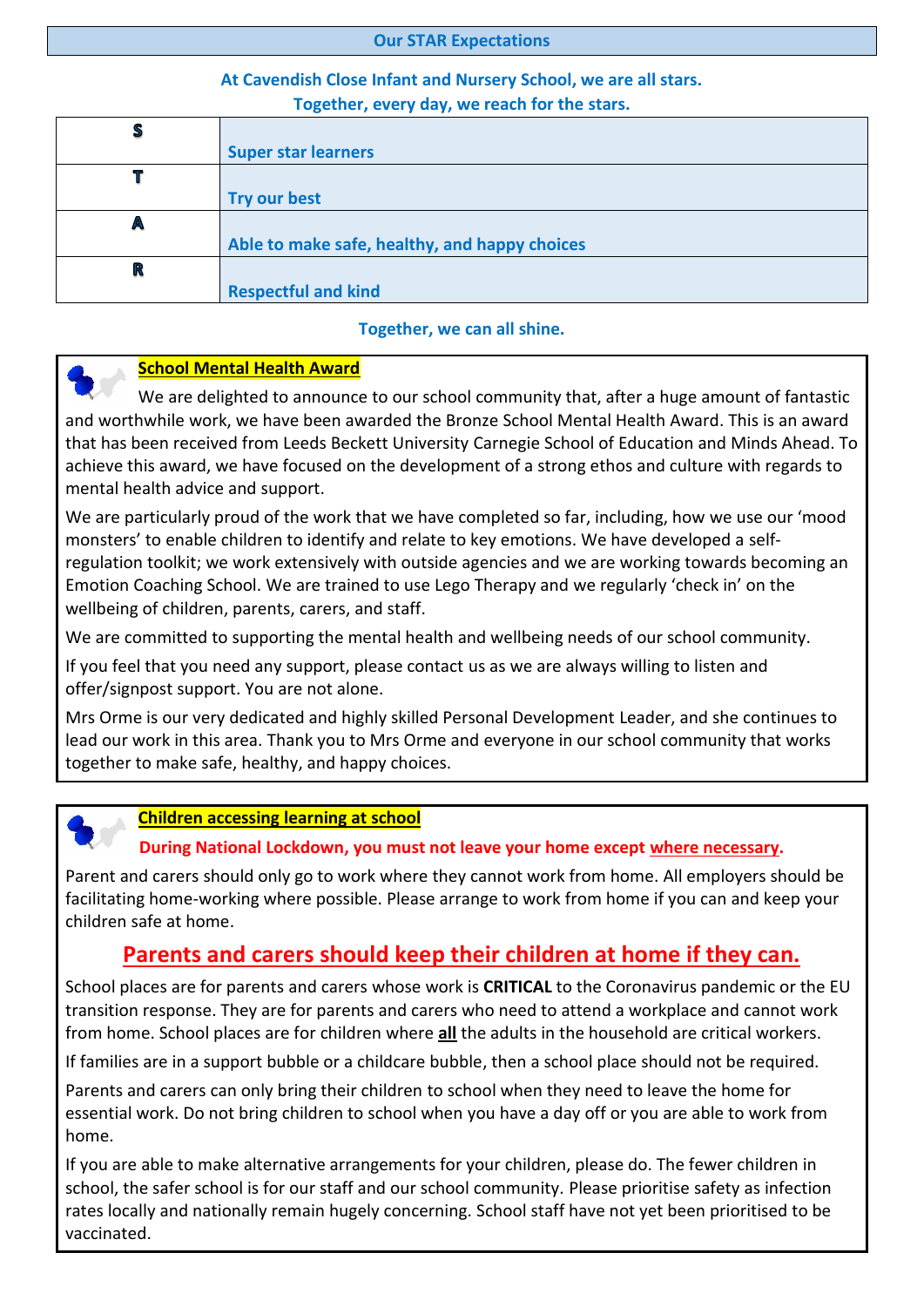## Our STAR Expectations

**At Cavendish Close Infant and Nursery School, we are all stars.**
**Together, every day, we reach for the stars.**

| | |
|---|---|
| **S** | **Super star learners** |
| **T** | **Try our best** |
| **A** | **Able to make safe, healthy, and happy choices** |
| **R** | **Respectful and kind** |

**Together, we can all shine.**

### School Mental Health Award

We are delighted to announce to our school community that, after a huge amount of fantastic and worthwhile work, we have been awarded the Bronze School Mental Health Award. This is an award that has been received from Leeds Beckett University Carnegie School of Education and Minds Ahead. To achieve this award, we have focused on the development of a strong ethos and culture with regards to mental health advice and support.

We are particularly proud of the work that we have completed so far, including, how we use our 'mood monsters' to enable children to identify and relate to key emotions. We have developed a self-regulation toolkit; we work extensively with outside agencies and we are working towards becoming an Emotion Coaching School. We are trained to use Lego Therapy and we regularly 'check in' on the wellbeing of children, parents, carers, and staff.

We are committed to supporting the mental health and wellbeing needs of our school community.

If you feel that you need any support, please contact us as we are always willing to listen and offer/signpost support. You are not alone.

Mrs Orme is our very dedicated and highly skilled Personal Development Leader, and she continues to lead our work in this area. Thank you to Mrs Orme and everyone in our school community that works together to make safe, healthy, and happy choices.

### Children accessing learning at school

**During National Lockdown, you must not leave your home except where necessary.**

Parent and carers should only go to work where they cannot work from home. All employers should be facilitating home-working where possible. Please arrange to work from home if you can and keep your children safe at home.

## Parents and carers should keep their children at home if they can.

School places are for parents and carers whose work is **CRITICAL** to the Coronavirus pandemic or the EU transition response. They are for parents and carers who need to attend a workplace and cannot work from home. School places are for children where **all** the adults in the household are critical workers.

If families are in a support bubble or a childcare bubble, then a school place should not be required.

Parents and carers can only bring their children to school when they need to leave the home for essential work. Do not bring children to school when you have a day off or you are able to work from home.

If you are able to make alternative arrangements for your children, please do. The fewer children in school, the safer school is for our staff and our school community. Please prioritise safety as infection rates locally and nationally remain hugely concerning. School staff have not yet been prioritised to be vaccinated.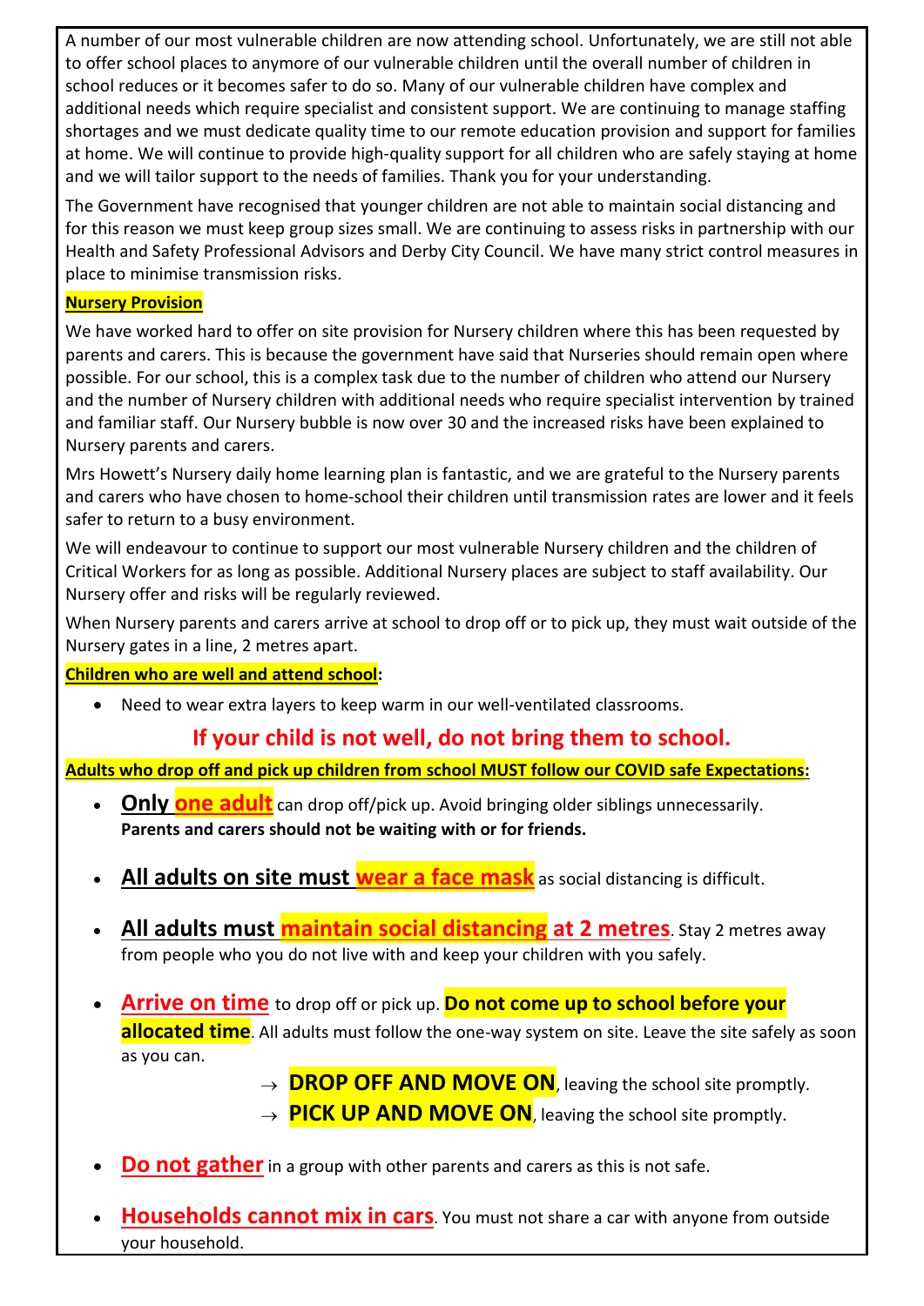A number of our most vulnerable children are now attending school. Unfortunately, we are still not able to offer school places to anymore of our vulnerable children until the overall number of children in school reduces or it becomes safer to do so. Many of our vulnerable children have complex and additional needs which require specialist and consistent support. We are continuing to manage staffing shortages and we must dedicate quality time to our remote education provision and support for families at home. We will continue to provide high-quality support for all children who are safely staying at home and we will tailor support to the needs of families. Thank you for your understanding.

The Government have recognised that younger children are not able to maintain social distancing and for this reason we must keep group sizes small. We are continuing to assess risks in partnership with our Health and Safety Professional Advisors and Derby City Council. We have many strict control measures in place to minimise transmission risks.

**Nursery Provision**

We have worked hard to offer on site provision for Nursery children where this has been requested by parents and carers. This is because the government have said that Nurseries should remain open where possible. For our school, this is a complex task due to the number of children who attend our Nursery and the number of Nursery children with additional needs who require specialist intervention by trained and familiar staff. Our Nursery bubble is now over 30 and the increased risks have been explained to Nursery parents and carers.

Mrs Howett's Nursery daily home learning plan is fantastic, and we are grateful to the Nursery parents and carers who have chosen to home-school their children until transmission rates are lower and it feels safer to return to a busy environment.

We will endeavour to continue to support our most vulnerable Nursery children and the children of Critical Workers for as long as possible. Additional Nursery places are subject to staff availability. Our Nursery offer and risks will be regularly reviewed.

When Nursery parents and carers arrive at school to drop off or to pick up, they must wait outside of the Nursery gates in a line, 2 metres apart.

**Children who are well and attend school:**

- Need to wear extra layers to keep warm in our well-ventilated classrooms.

**If your child is not well, do not bring them to school.**

**Adults who drop off and pick up children from school MUST follow our COVID safe Expectations:**

- **Only one adult** can drop off/pick up. Avoid bringing older siblings unnecessarily. **Parents and carers should not be waiting with or for friends.**
- **All adults on site must wear a face mask** as social distancing is difficult.
- **All adults must maintain social distancing at 2 metres**. Stay 2 metres away from people who you do not live with and keep your children with you safely.
- **Arrive on time** to drop off or pick up. **Do not come up to school before your allocated time**. All adults must follow the one-way system on site. Leave the site safely as soon as you can.
  - → **DROP OFF AND MOVE ON**, leaving the school site promptly.
  - → **PICK UP AND MOVE ON**, leaving the school site promptly.
- **Do not gather** in a group with other parents and carers as this is not safe.
- **Households cannot mix in cars**. You must not share a car with anyone from outside your household.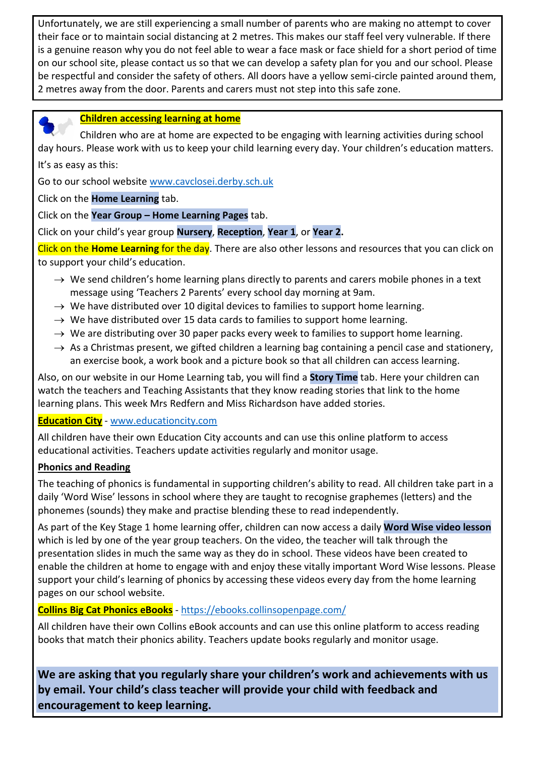Unfortunately, we are still experiencing a small number of parents who are making no attempt to cover their face or to maintain social distancing at 2 metres. This makes our staff feel very vulnerable. If there is a genuine reason why you do not feel able to wear a face mask or face shield for a short period of time on our school site, please contact us so that we can develop a safety plan for you and our school. Please be respectful and consider the safety of others. All doors have a yellow semi-circle painted around them, 2 metres away from the door. Parents and carers must not step into this safe zone.

## **Children accessing learning at home**

Children who are at home are expected to be engaging with learning activities during school day hours. Please work with us to keep your child learning every day. Your children's education matters.

It's as easy as this:

Go to our school website www.cavclosei.derby.sch.uk

Click on the **Home Learning** tab.

Click on the **Year Group – Home Learning Pages** tab.

Click on your child's year group **Nursery**, **Reception**, **Year 1**, or **Year 2.**

Click on the **Home Learning** for the day. There are also other lessons and resources that you can click on to support your child's education.

- → We send children's home learning plans directly to parents and carers mobile phones in a text message using 'Teachers 2 Parents' every school day morning at 9am.
- → We have distributed over 10 digital devices to families to support home learning.
- → We have distributed over 15 data cards to families to support home learning.
- → We are distributing over 30 paper packs every week to families to support home learning.
- → As a Christmas present, we gifted children a learning bag containing a pencil case and stationery, an exercise book, a work book and a picture book so that all children can access learning.

Also, on our website in our Home Learning tab, you will find a **Story Time** tab. Here your children can watch the teachers and Teaching Assistants that they know reading stories that link to the home learning plans. This week Mrs Redfern and Miss Richardson have added stories.

**Education City** - www.educationcity.com

All children have their own Education City accounts and can use this online platform to access educational activities. Teachers update activities regularly and monitor usage.

**Phonics and Reading**

The teaching of phonics is fundamental in supporting children's ability to read. All children take part in a daily 'Word Wise' lessons in school where they are taught to recognise graphemes (letters) and the phonemes (sounds) they make and practise blending these to read independently.

As part of the Key Stage 1 home learning offer, children can now access a daily **Word Wise video lesson** which is led by one of the year group teachers. On the video, the teacher will talk through the presentation slides in much the same way as they do in school. These videos have been created to enable the children at home to engage with and enjoy these vitally important Word Wise lessons. Please support your child's learning of phonics by accessing these videos every day from the home learning pages on our school website.

**Collins Big Cat Phonics eBooks** - https://ebooks.collinsopenpage.com/

All children have their own Collins eBook accounts and can use this online platform to access reading books that match their phonics ability. Teachers update books regularly and monitor usage.

**We are asking that you regularly share your children's work and achievements with us by email. Your child's class teacher will provide your child with feedback and encouragement to keep learning.**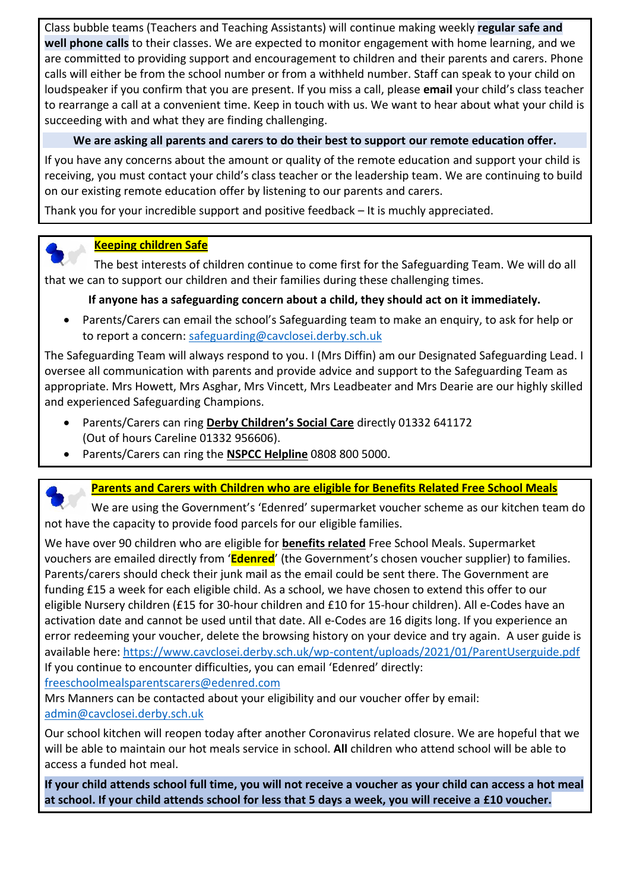Class bubble teams (Teachers and Teaching Assistants) will continue making weekly **regular safe and well phone calls** to their classes. We are expected to monitor engagement with home learning, and we are committed to providing support and encouragement to children and their parents and carers. Phone calls will either be from the school number or from a withheld number. Staff can speak to your child on loudspeaker if you confirm that you are present. If you miss a call, please **email** your child's class teacher to rearrange a call at a convenient time. Keep in touch with us. We want to hear about what your child is succeeding with and what they are finding challenging.

**We are asking all parents and carers to do their best to support our remote education offer.**

If you have any concerns about the amount or quality of the remote education and support your child is receiving, you must contact your child's class teacher or the leadership team. We are continuing to build on our existing remote education offer by listening to our parents and carers.

Thank you for your incredible support and positive feedback – It is muchly appreciated.

## Keeping children Safe

The best interests of children continue to come first for the Safeguarding Team. We will do all that we can to support our children and their families during these challenging times.

**If anyone has a safeguarding concern about a child, they should act on it immediately.**

- Parents/Carers can email the school's Safeguarding team to make an enquiry, to ask for help or to report a concern: safeguarding@cavclosei.derby.sch.uk

The Safeguarding Team will always respond to you. I (Mrs Diffin) am our Designated Safeguarding Lead. I oversee all communication with parents and provide advice and support to the Safeguarding Team as appropriate. Mrs Howett, Mrs Asghar, Mrs Vincett, Mrs Leadbeater and Mrs Dearie are our highly skilled and experienced Safeguarding Champions.

- Parents/Carers can ring **Derby Children's Social Care** directly 01332 641172 (Out of hours Careline 01332 956606).
- Parents/Carers can ring the **NSPCC Helpline** 0808 800 5000.

## Parents and Carers with Children who are eligible for Benefits Related Free School Meals

We are using the Government's 'Edenred' supermarket voucher scheme as our kitchen team do not have the capacity to provide food parcels for our eligible families.

We have over 90 children who are eligible for **benefits related** Free School Meals. Supermarket vouchers are emailed directly from '**Edenred**' (the Government's chosen voucher supplier) to families. Parents/carers should check their junk mail as the email could be sent there. The Government are funding £15 a week for each eligible child. As a school, we have chosen to extend this offer to our eligible Nursery children (£15 for 30-hour children and £10 for 15-hour children). All e-Codes have an activation date and cannot be used until that date. All e-Codes are 16 digits long. If you experience an error redeeming your voucher, delete the browsing history on your device and try again. A user guide is available here: https://www.cavclosei.derby.sch.uk/wp-content/uploads/2021/01/ParentUserguide.pdf
If you continue to encounter difficulties, you can email 'Edenred' directly: freeschoolmealsparentscarers@edenred.com
Mrs Manners can be contacted about your eligibility and our voucher offer by email: admin@cavclosei.derby.sch.uk

Our school kitchen will reopen today after another Coronavirus related closure. We are hopeful that we will be able to maintain our hot meals service in school. **All** children who attend school will be able to access a funded hot meal.

**If your child attends school full time, you will not receive a voucher as your child can access a hot meal at school. If your child attends school for less that 5 days a week, you will receive a £10 voucher.**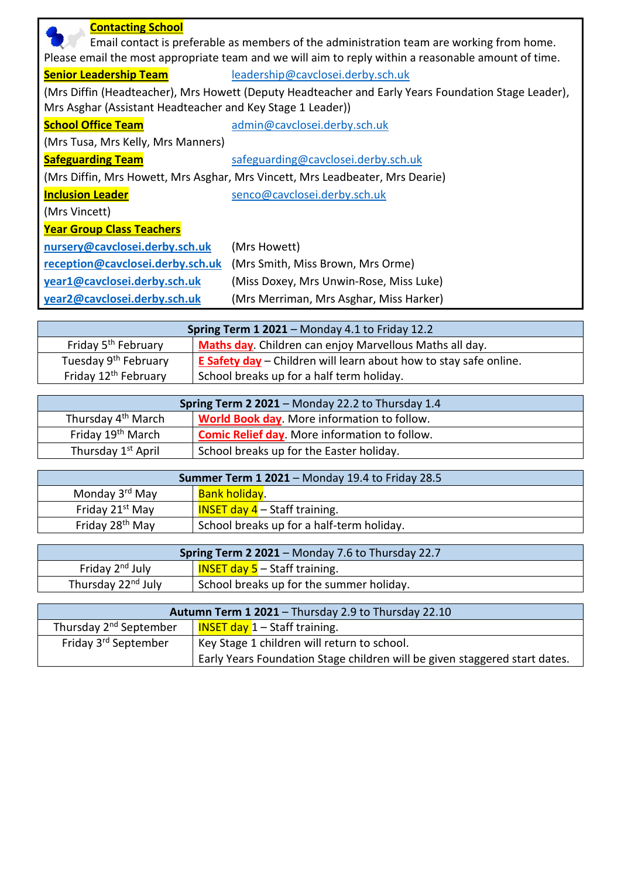## Contacting School

Email contact is preferable as members of the administration team are working from home. Please email the most appropriate team and we will aim to reply within a reasonable amount of time.

**Senior Leadership Team** leadership@cavclosei.derby.sch.uk

(Mrs Diffin (Headteacher), Mrs Howett (Deputy Headteacher and Early Years Foundation Stage Leader), Mrs Asghar (Assistant Headteacher and Key Stage 1 Leader))

**School Office Team** admin@cavclosei.derby.sch.uk

(Mrs Tusa, Mrs Kelly, Mrs Manners)

**Safeguarding Team** safeguarding@cavclosei.derby.sch.uk

(Mrs Diffin, Mrs Howett, Mrs Asghar, Mrs Vincett, Mrs Leadbeater, Mrs Dearie)

**Inclusion Leader** senco@cavclosei.derby.sch.uk

(Mrs Vincett)

**Year Group Class Teachers**

| | |
|---|---|
| **nursery@cavclosei.derby.sch.uk** | (Mrs Howett) |
| **reception@cavclosei.derby.sch.uk** | (Mrs Smith, Miss Brown, Mrs Orme) |
| **year1@cavclosei.derby.sch.uk** | (Miss Doxey, Mrs Unwin-Rose, Miss Luke) |
| **year2@cavclosei.derby.sch.uk** | (Mrs Merriman, Mrs Asghar, Miss Harker) |

| **Spring Term 1 2021** – Monday 4.1 to Friday 12.2 | |
|---|---|
| Friday 5th February | **Maths day**. Children can enjoy Marvellous Maths all day. |
| Tuesday 9th February | **E Safety day** – Children will learn about how to stay safe online. |
| Friday 12th February | School breaks up for a half term holiday. |

| **Spring Term 2 2021** – Monday 22.2 to Thursday 1.4 | |
|---|---|
| Thursday 4th March | **World Book day**. More information to follow. |
| Friday 19th March | **Comic Relief day**. More information to follow. |
| Thursday 1st April | School breaks up for the Easter holiday. |

| **Summer Term 1 2021** – Monday 19.4 to Friday 28.5 | |
|---|---|
| Monday 3rd May | Bank holiday. |
| Friday 21st May | INSET day 4 – Staff training. |
| Friday 28th May | School breaks up for a half-term holiday. |

| **Spring Term 2 2021** – Monday 7.6 to Thursday 22.7 | |
|---|---|
| Friday 2nd July | INSET day 5 – Staff training. |
| Thursday 22nd July | School breaks up for the summer holiday. |

| **Autumn Term 1 2021** – Thursday 2.9 to Thursday 22.10 | |
|---|---|
| Thursday 2nd September | INSET day 1 – Staff training. |
| Friday 3rd September | Key Stage 1 children will return to school.<br>Early Years Foundation Stage children will be given staggered start dates. |